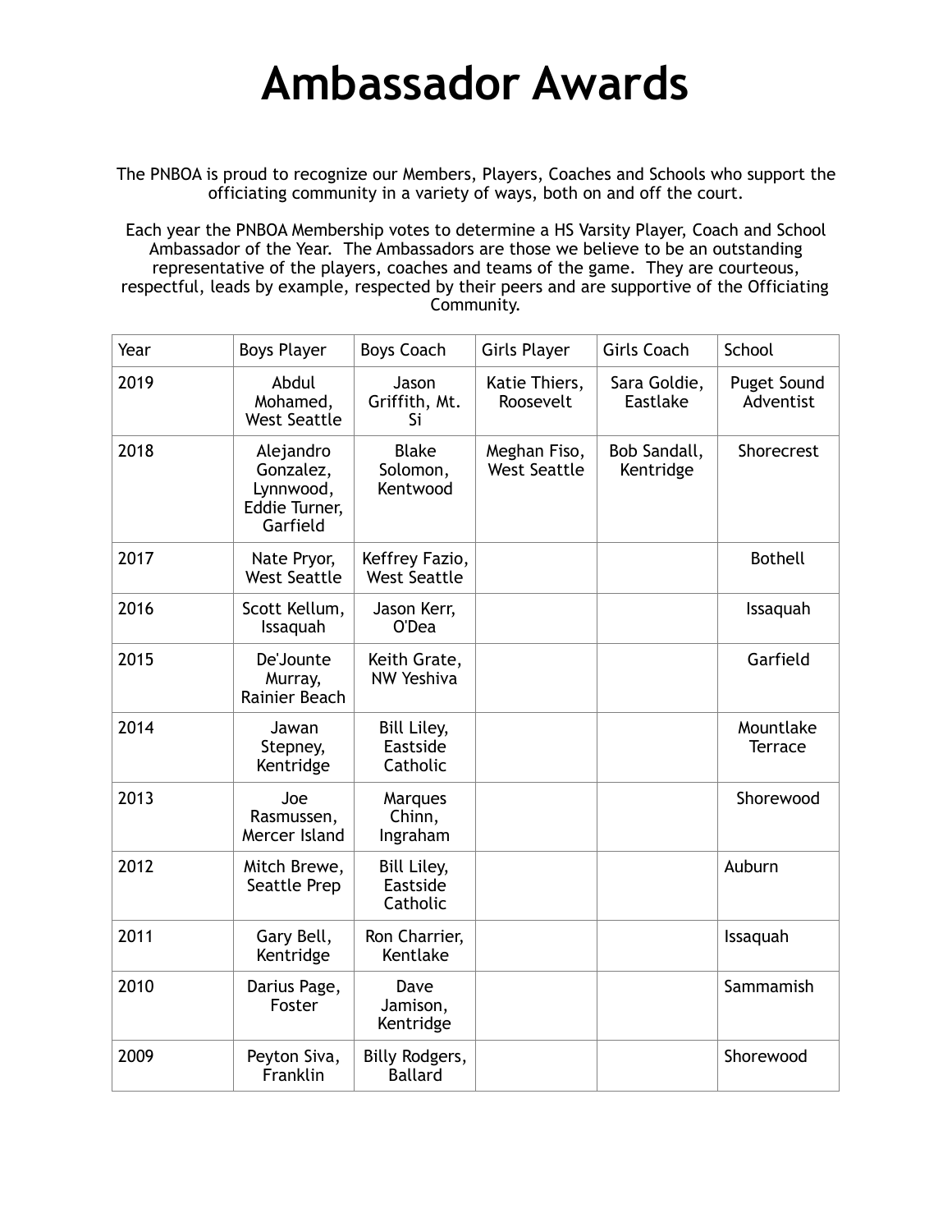# Ambassador Awards

The PNBOA is proud to recognize our Members, Players, Coaches and Schools who support the officiating community in a variety of ways, both on and off the court.

Each year the PNBOA Membership votes to determine a HS Varsity Player, Coach and School Ambassador of the Year. The Ambassadors are those we believe to be an outstanding representative of the players, coaches and teams of the game. They are courteous, respectful, leads by example, respected by their peers and are supportive of the Officiating Community.

| Year | Boys Player | Boys Coach | Girls Player | Girls Coach | School |
|---|---|---|---|---|---|
| 2019 | Abdul Mohamed, West Seattle | Jason Griffith, Mt. Si | Katie Thiers, Roosevelt | Sara Goldie, Eastlake | Puget Sound Adventist |
| 2018 | Alejandro Gonzalez, Lynnwood, Eddie Turner, Garfield | Blake Solomon, Kentwood | Meghan Fiso, West Seattle | Bob Sandall, Kentridge | Shorecrest |
| 2017 | Nate Pryor, West Seattle | Keffrey Fazio, West Seattle | | | Bothell |
| 2016 | Scott Kellum, Issaquah | Jason Kerr, O'Dea | | | Issaquah |
| 2015 | De'Jounte Murray, Rainier Beach | Keith Grate, NW Yeshiva | | | Garfield |
| 2014 | Jawan Stepney, Kentridge | Bill Liley, Eastside Catholic | | | Mountlake Terrace |
| 2013 | Joe Rasmussen, Mercer Island | Marques Chinn, Ingraham | | | Shorewood |
| 2012 | Mitch Brewe, Seattle Prep | Bill Liley, Eastside Catholic | | | Auburn |
| 2011 | Gary Bell, Kentridge | Ron Charrier, Kentlake | | | Issaquah |
| 2010 | Darius Page, Foster | Dave Jamison, Kentridge | | | Sammamish |
| 2009 | Peyton Siva, Franklin | Billy Rodgers, Ballard | | | Shorewood |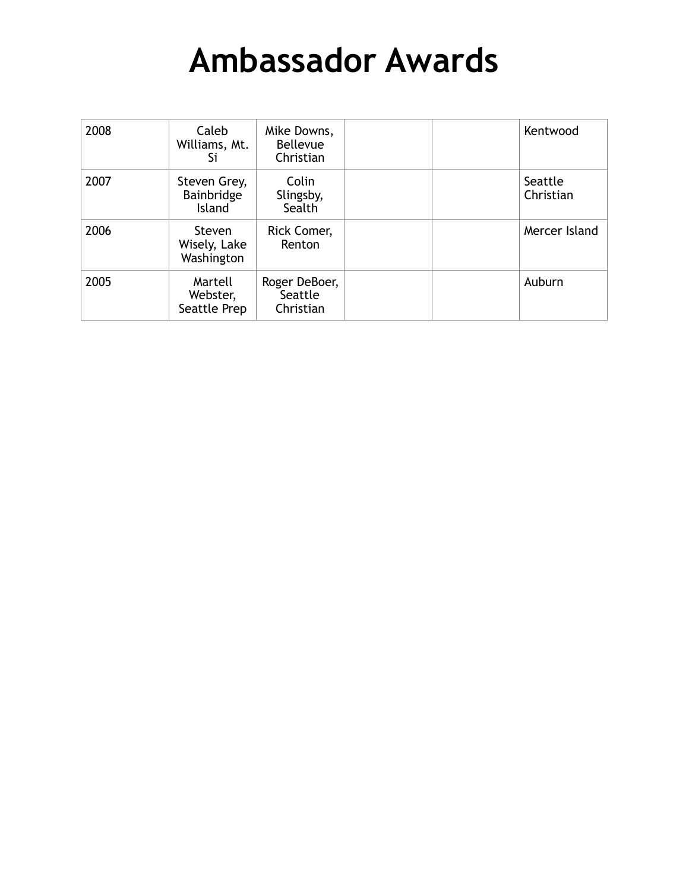# Ambassador Awards

| | | | | | |
|---|---|---|---|---|---|
| 2008 | Caleb Williams, Mt. Si | Mike Downs, Bellevue Christian | | | Kentwood |
| 2007 | Steven Grey, Bainbridge Island | Colin Slingsby, Sealth | | | Seattle Christian |
| 2006 | Steven Wisely, Lake Washington | Rick Comer, Renton | | | Mercer Island |
| 2005 | Martell Webster, Seattle Prep | Roger DeBoer, Seattle Christian | | | Auburn |